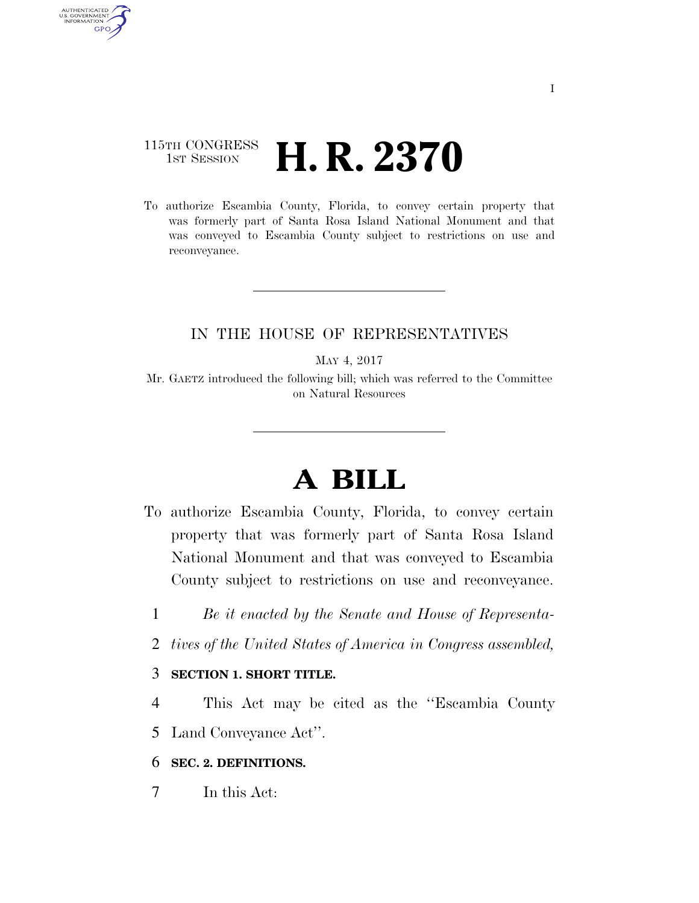115TH CONGRESS
1ST SESSION

# H. R. 2370

To authorize Escambia County, Florida, to convey certain property that was formerly part of Santa Rosa Island National Monument and that was conveyed to Escambia County subject to restrictions on use and reconveyance.

IN THE HOUSE OF REPRESENTATIVES

MAY 4, 2017

Mr. GAETZ introduced the following bill; which was referred to the Committee on Natural Resources

# A BILL

To authorize Escambia County, Florida, to convey certain property that was formerly part of Santa Rosa Island National Monument and that was conveyed to Escambia County subject to restrictions on use and reconveyance.

1 *Be it enacted by the Senate and House of Representa-*
2 *tives of the United States of America in Congress assembled,*

3 **SECTION 1. SHORT TITLE.**

4 This Act may be cited as the ''Escambia County
5 Land Conveyance Act''.

6 **SEC. 2. DEFINITIONS.**

7 In this Act: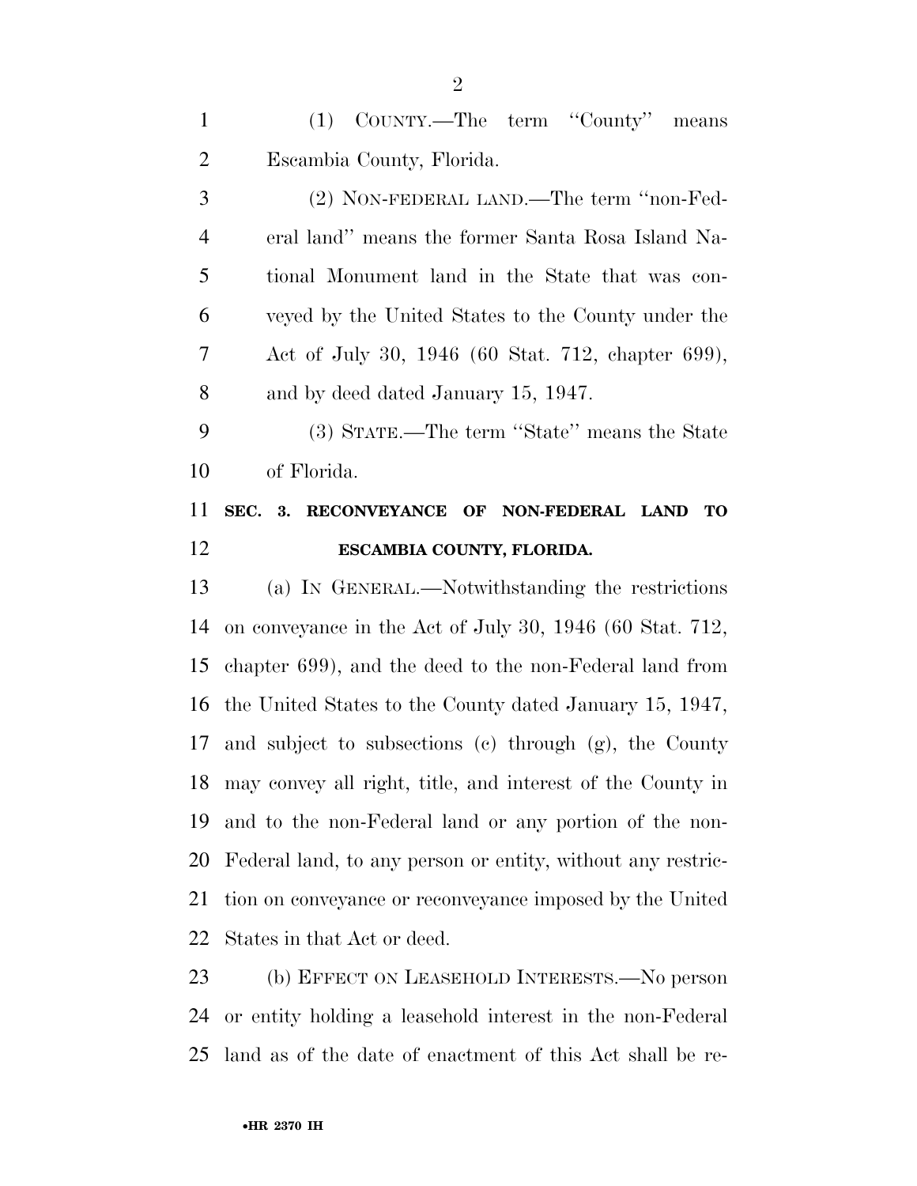(1) COUNTY.—The term "County" means Escambia County, Florida.

(2) NON-FEDERAL LAND.—The term "non-Federal land" means the former Santa Rosa Island National Monument land in the State that was conveyed by the United States to the County under the Act of July 30, 1946 (60 Stat. 712, chapter 699), and by deed dated January 15, 1947.

(3) STATE.—The term "State" means the State of Florida.

## SEC. 3. RECONVEYANCE OF NON-FEDERAL LAND TO ESCAMBIA COUNTY, FLORIDA.

(a) IN GENERAL.—Notwithstanding the restrictions on conveyance in the Act of July 30, 1946 (60 Stat. 712, chapter 699), and the deed to the non-Federal land from the United States to the County dated January 15, 1947, and subject to subsections (c) through (g), the County may convey all right, title, and interest of the County in and to the non-Federal land or any portion of the non-Federal land, to any person or entity, without any restriction on conveyance or reconveyance imposed by the United States in that Act or deed.

(b) EFFECT ON LEASEHOLD INTERESTS.—No person or entity holding a leasehold interest in the non-Federal land as of the date of enactment of this Act shall be re-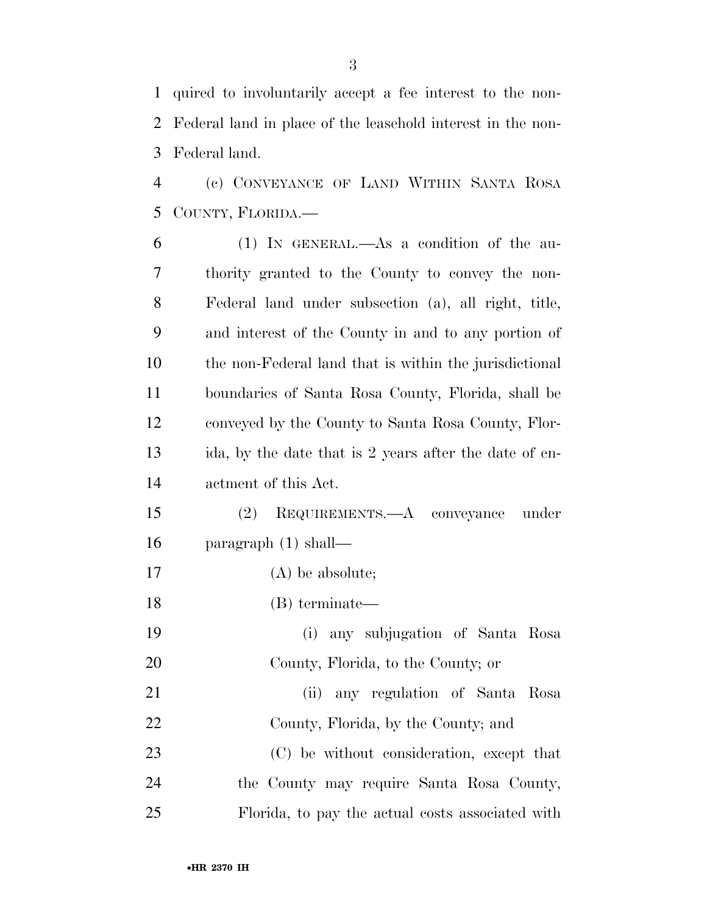quired to involuntarily accept a fee interest to the non-Federal land in place of the leasehold interest in the non-Federal land.

(c) CONVEYANCE OF LAND WITHIN SANTA ROSA COUNTY, FLORIDA.—

(1) IN GENERAL.—As a condition of the authority granted to the County to convey the non-Federal land under subsection (a), all right, title, and interest of the County in and to any portion of the non-Federal land that is within the jurisdictional boundaries of Santa Rosa County, Florida, shall be conveyed by the County to Santa Rosa County, Florida, by the date that is 2 years after the date of enactment of this Act.

(2) REQUIREMENTS.—A conveyance under paragraph (1) shall—

(A) be absolute;

(B) terminate—

(i) any subjugation of Santa Rosa County, Florida, to the County; or

(ii) any regulation of Santa Rosa County, Florida, by the County; and

(C) be without consideration, except that the County may require Santa Rosa County, Florida, to pay the actual costs associated with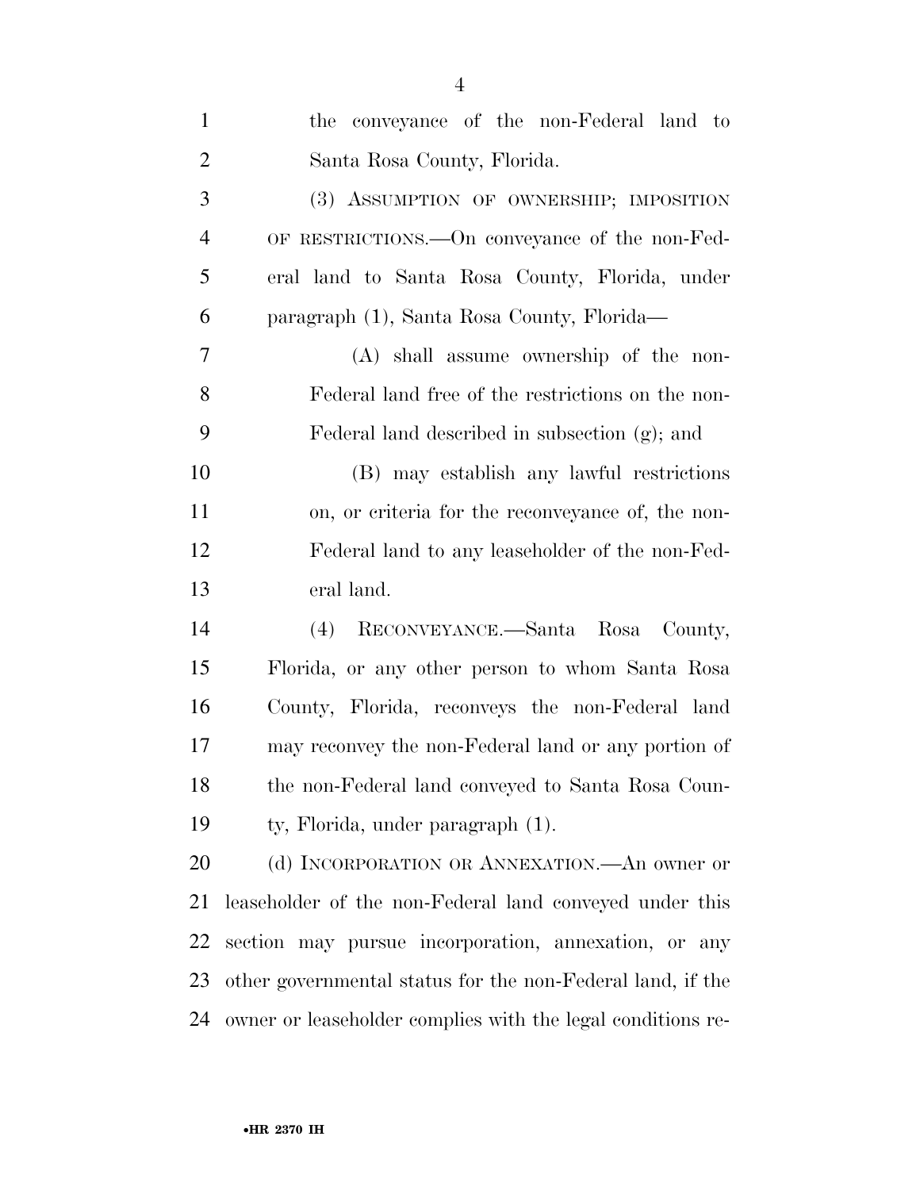the conveyance of the non-Federal land to Santa Rosa County, Florida.

(3) ASSUMPTION OF OWNERSHIP; IMPOSITION OF RESTRICTIONS.—On conveyance of the non-Federal land to Santa Rosa County, Florida, under paragraph (1), Santa Rosa County, Florida—

(A) shall assume ownership of the non-Federal land free of the restrictions on the non-Federal land described in subsection (g); and

(B) may establish any lawful restrictions on, or criteria for the reconveyance of, the non-Federal land to any leaseholder of the non-Federal land.

(4) RECONVEYANCE.—Santa Rosa County, Florida, or any other person to whom Santa Rosa County, Florida, reconveys the non-Federal land may reconvey the non-Federal land or any portion of the non-Federal land conveyed to Santa Rosa County, Florida, under paragraph (1).

(d) INCORPORATION OR ANNEXATION.—An owner or leaseholder of the non-Federal land conveyed under this section may pursue incorporation, annexation, or any other governmental status for the non-Federal land, if the owner or leaseholder complies with the legal conditions re-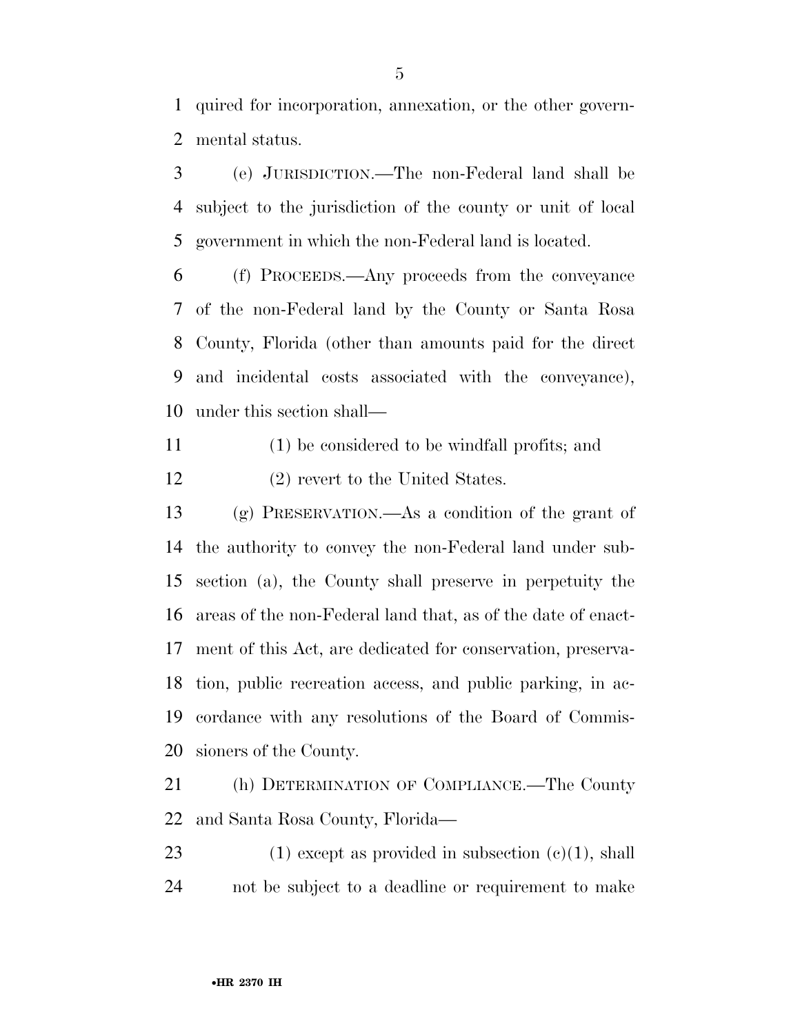quired for incorporation, annexation, or the other governmental status.

(e) JURISDICTION.—The non-Federal land shall be subject to the jurisdiction of the county or unit of local government in which the non-Federal land is located.

(f) PROCEEDS.—Any proceeds from the conveyance of the non-Federal land by the County or Santa Rosa County, Florida (other than amounts paid for the direct and incidental costs associated with the conveyance), under this section shall—

(1) be considered to be windfall profits; and

(2) revert to the United States.

(g) PRESERVATION.—As a condition of the grant of the authority to convey the non-Federal land under subsection (a), the County shall preserve in perpetuity the areas of the non-Federal land that, as of the date of enactment of this Act, are dedicated for conservation, preservation, public recreation access, and public parking, in accordance with any resolutions of the Board of Commissioners of the County.

(h) DETERMINATION OF COMPLIANCE.—The County and Santa Rosa County, Florida—

(1) except as provided in subsection (c)(1), shall not be subject to a deadline or requirement to make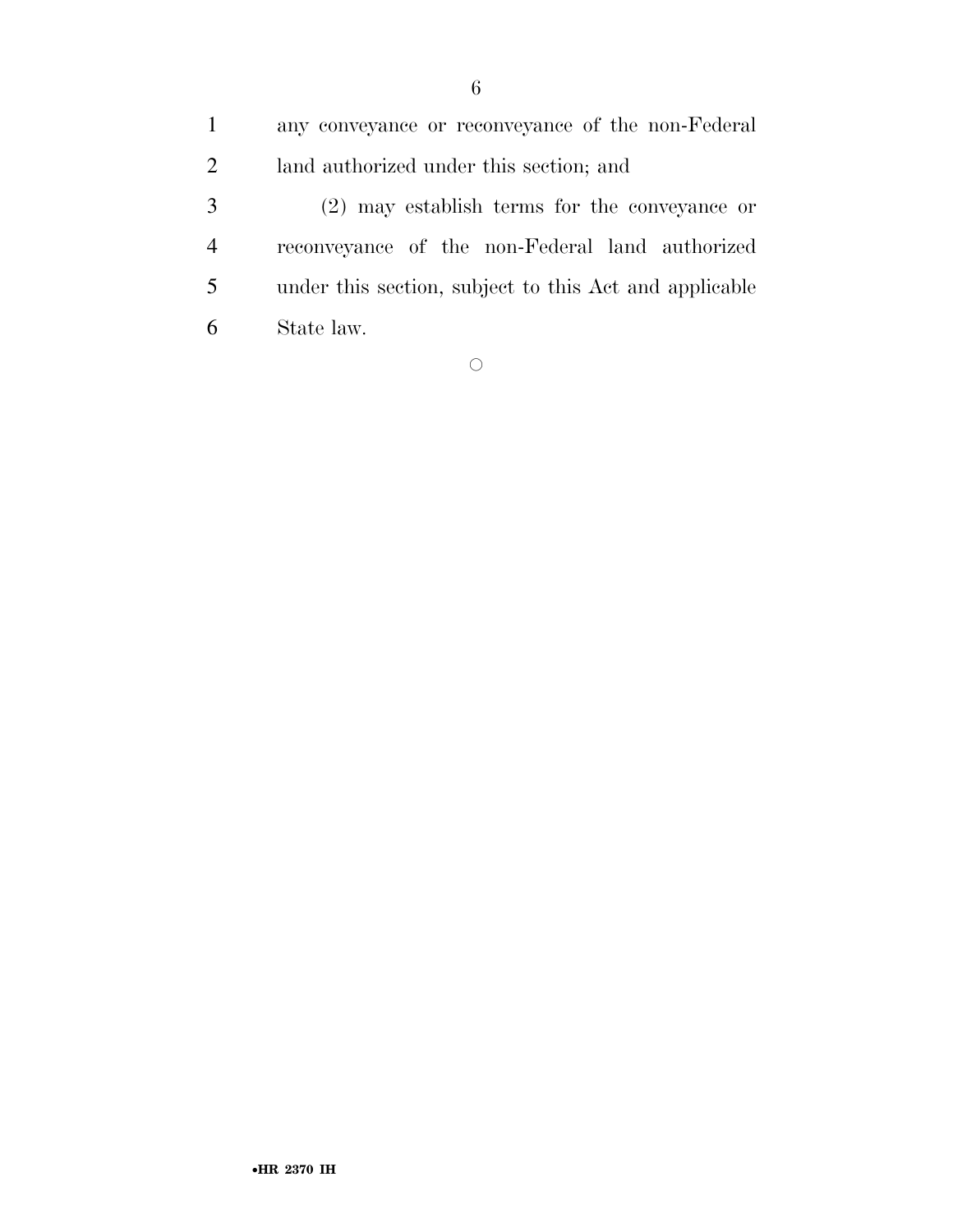any conveyance or reconveyance of the non-Federal land authorized under this section; and

(2) may establish terms for the conveyance or reconveyance of the non-Federal land authorized under this section, subject to this Act and applicable State law.

○